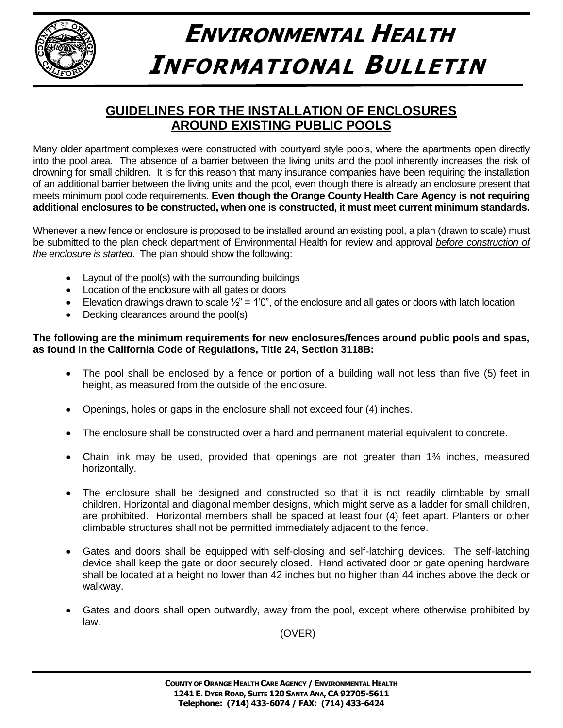# ENVIRONMENTAL HEALTH INFORMATIONAL BULLETIN

## GUIDELINES FOR THE INSTALLATION OF ENCLOSURES AROUND EXISTING PUBLIC POOLS

Many older apartment complexes were constructed with courtyard style pools, where the apartments open directly into the pool area. The absence of a barrier between the living units and the pool inherently increases the risk of drowning for small children. It is for this reason that many insurance companies have been requiring the installation of an additional barrier between the living units and the pool, even though there is already an enclosure present that meets minimum pool code requirements. **Even though the Orange County Health Care Agency is not requiring additional enclosures to be constructed, when one is constructed, it must meet current minimum standards.**

Whenever a new fence or enclosure is proposed to be installed around an existing pool, a plan (drawn to scale) must be submitted to the plan check department of Environmental Health for review and approval *before construction of the enclosure is started*. The plan should show the following:

- Layout of the pool(s) with the surrounding buildings
- Location of the enclosure with all gates or doors
- Elevation drawings drawn to scale ½" = 1'0", of the enclosure and all gates or doors with latch location
- Decking clearances around the pool(s)

**The following are the minimum requirements for new enclosures/fences around public pools and spas, as found in the California Code of Regulations, Title 24, Section 3118B:**

- The pool shall be enclosed by a fence or portion of a building wall not less than five (5) feet in height, as measured from the outside of the enclosure.
- Openings, holes or gaps in the enclosure shall not exceed four (4) inches.
- The enclosure shall be constructed over a hard and permanent material equivalent to concrete.
- Chain link may be used, provided that openings are not greater than 1¾ inches, measured horizontally.
- The enclosure shall be designed and constructed so that it is not readily climbable by small children. Horizontal and diagonal member designs, which might serve as a ladder for small children, are prohibited. Horizontal members shall be spaced at least four (4) feet apart. Planters or other climbable structures shall not be permitted immediately adjacent to the fence.
- Gates and doors shall be equipped with self-closing and self-latching devices. The self-latching device shall keep the gate or door securely closed. Hand activated door or gate opening hardware shall be located at a height no lower than 42 inches but no higher than 44 inches above the deck or walkway.
- Gates and doors shall open outwardly, away from the pool, except where otherwise prohibited by law.

(OVER)

**COUNTY OF ORANGE HEALTH CARE AGENCY / ENVIRONMENTAL HEALTH**
**1241 E. DYER ROAD, SUITE 120 SANTA ANA, CA 92705-5611**
**Telephone: (714) 433-6074 / FAX: (714) 433-6424**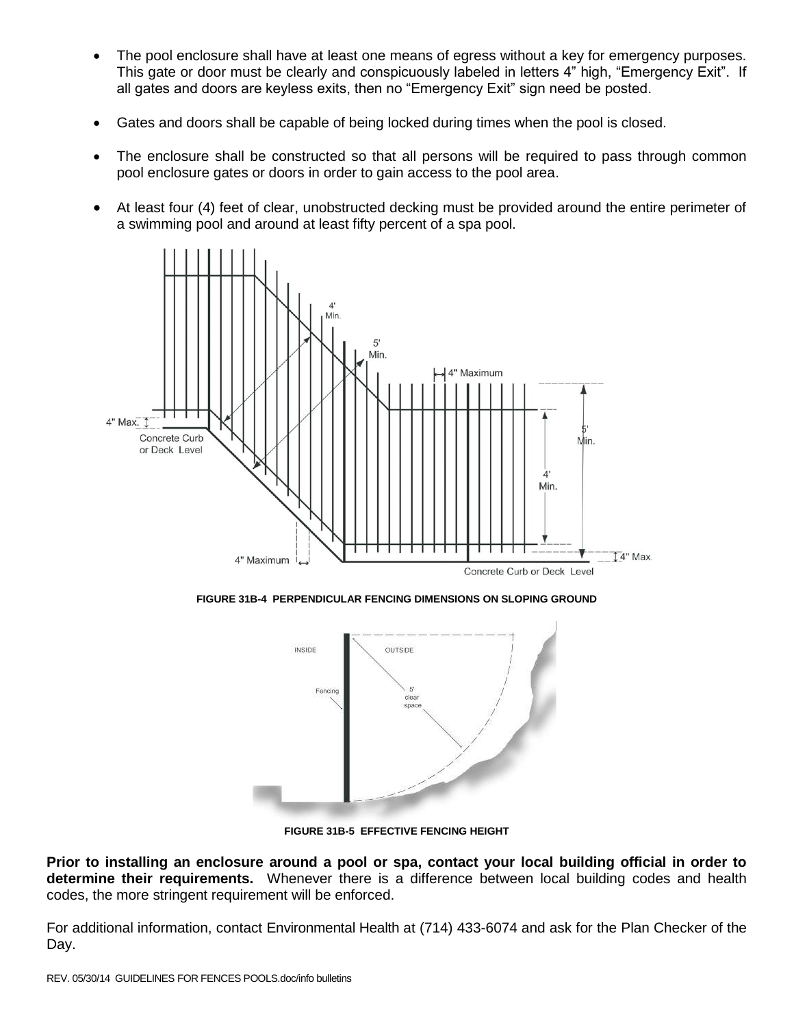- The pool enclosure shall have at least one means of egress without a key for emergency purposes. This gate or door must be clearly and conspicuously labeled in letters 4" high, "Emergency Exit". If all gates and doors are keyless exits, then no "Emergency Exit" sign need be posted.

- Gates and doors shall be capable of being locked during times when the pool is closed.

- The enclosure shall be constructed so that all persons will be required to pass through common pool enclosure gates or doors in order to gain access to the pool area.

- At least four (4) feet of clear, unobstructed decking must be provided around the entire perimeter of a swimming pool and around at least fifty percent of a spa pool.

4' Min.
5' Min.
4" Maximum
4" Max.
Concrete Curb or Deck Level
5' Min.
4' Min.
4" Maximum
4" Max.
Concrete Curb or Deck Level

**FIGURE 31B-4 PERPENDICULAR FENCING DIMENSIONS ON SLOPING GROUND**

INSIDE
OUTSIDE
Fencing
5' clear space

**FIGURE 31B-5 EFFECTIVE FENCING HEIGHT**

**Prior to installing an enclosure around a pool or spa, contact your local building official in order to determine their requirements.** Whenever there is a difference between local building codes and health codes, the more stringent requirement will be enforced.

For additional information, contact Environmental Health at (714) 433-6074 and ask for the Plan Checker of the Day.

REV. 05/30/14 GUIDELINES FOR FENCES POOLS.doc/info bulletins